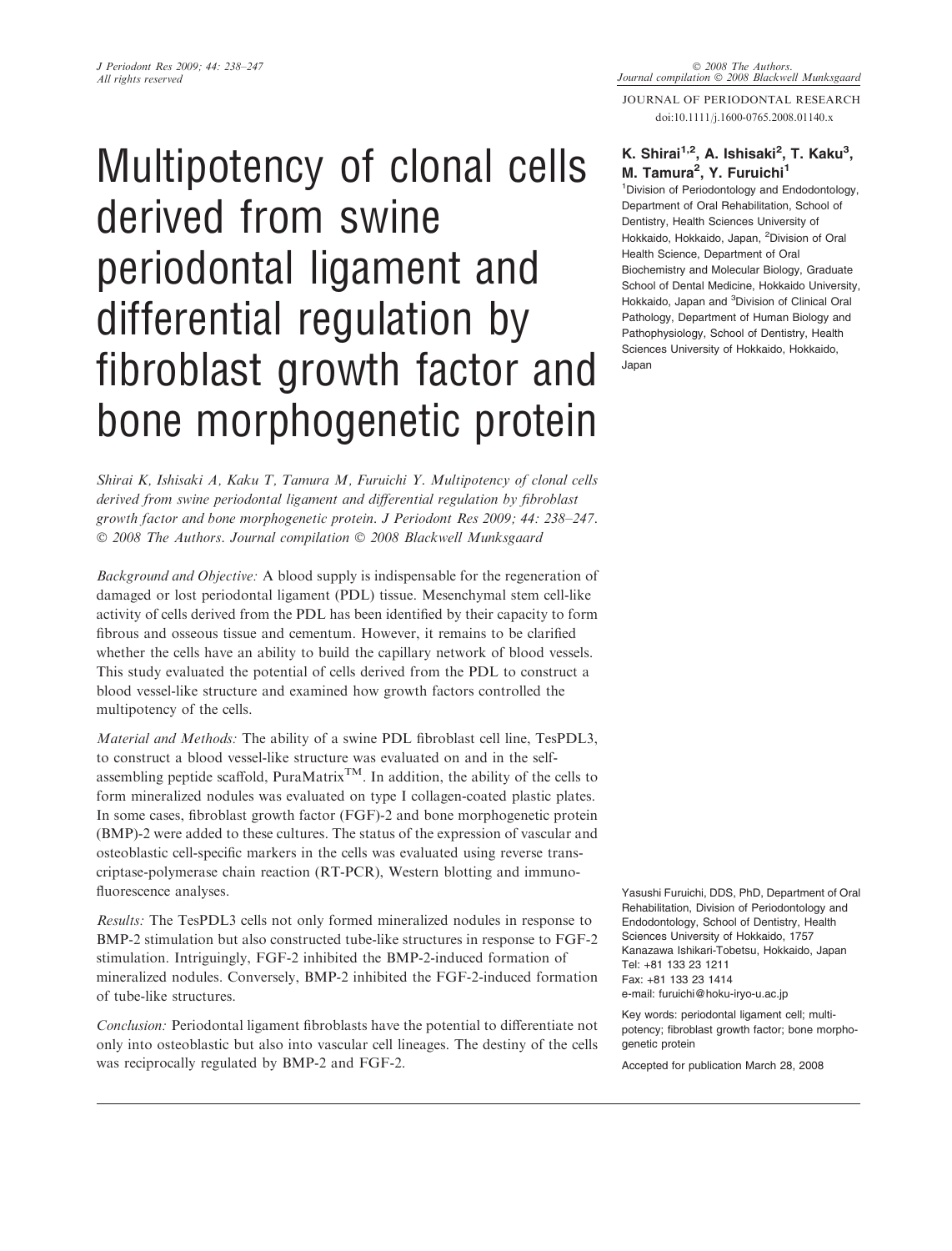# Multipotency of clonal cells derived from swine periodontal ligament and differential regulation by fibroblast growth factor and bone morphogenetic protein

**K. Shirai[1,2], A. Ishisaki[2], T. Kaku[3], M. Tamura[2], Y. Furuichi[1]**

[1]Division of Periodontology and Endodontology, Department of Oral Rehabilitation, School of Dentistry, Health Sciences University of Hokkaido, Hokkaido, Japan, [2]Division of Oral Health Science, Department of Oral Biochemistry and Molecular Biology, Graduate School of Dental Medicine, Hokkaido University, Hokkaido, Japan and [3]Division of Clinical Oral Pathology, Department of Human Biology and Pathophysiology, School of Dentistry, Health Sciences University of Hokkaido, Hokkaido, Japan

*Shirai K, Ishisaki A, Kaku T, Tamura M, Furuichi Y. Multipotency of clonal cells derived from swine periodontal ligament and differential regulation by fibroblast growth factor and bone morphogenetic protein. J Periodont Res 2009; 44: 238–247. © 2008 The Authors. Journal compilation © 2008 Blackwell Munksgaard*

*Background and Objective:* A blood supply is indispensable for the regeneration of damaged or lost periodontal ligament (PDL) tissue. Mesenchymal stem cell-like activity of cells derived from the PDL has been identified by their capacity to form fibrous and osseous tissue and cementum. However, it remains to be clarified whether the cells have an ability to build the capillary network of blood vessels. This study evaluated the potential of cells derived from the PDL to construct a blood vessel-like structure and examined how growth factors controlled the multipotency of the cells.

*Material and Methods:* The ability of a swine PDL fibroblast cell line, TesPDL3, to construct a blood vessel-like structure was evaluated on and in the self-assembling peptide scaffold, PuraMatrix™. In addition, the ability of the cells to form mineralized nodules was evaluated on type I collagen-coated plastic plates. In some cases, fibroblast growth factor (FGF)-2 and bone morphogenetic protein (BMP)-2 were added to these cultures. The status of the expression of vascular and osteoblastic cell-specific markers in the cells was evaluated using reverse transcriptase-polymerase chain reaction (RT-PCR), Western blotting and immunofluorescence analyses.

*Results:* The TesPDL3 cells not only formed mineralized nodules in response to BMP-2 stimulation but also constructed tube-like structures in response to FGF-2 stimulation. Intriguingly, FGF-2 inhibited the BMP-2-induced formation of mineralized nodules. Conversely, BMP-2 inhibited the FGF-2-induced formation of tube-like structures.

*Conclusion:* Periodontal ligament fibroblasts have the potential to differentiate not only into osteoblastic but also into vascular cell lineages. The destiny of the cells was reciprocally regulated by BMP-2 and FGF-2.

Yasushi Furuichi, DDS, PhD, Department of Oral Rehabilitation, Division of Periodontology and Endodontology, School of Dentistry, Health Sciences University of Hokkaido, 1757 Kanazawa Ishikari-Tobetsu, Hokkaido, Japan
Tel: +81 133 23 1211
Fax: +81 133 23 1414
e-mail: furuichi@hoku-iryo-u.ac.jp

Key words: periodontal ligament cell; multipotency; fibroblast growth factor; bone morphogenetic protein

Accepted for publication March 28, 2008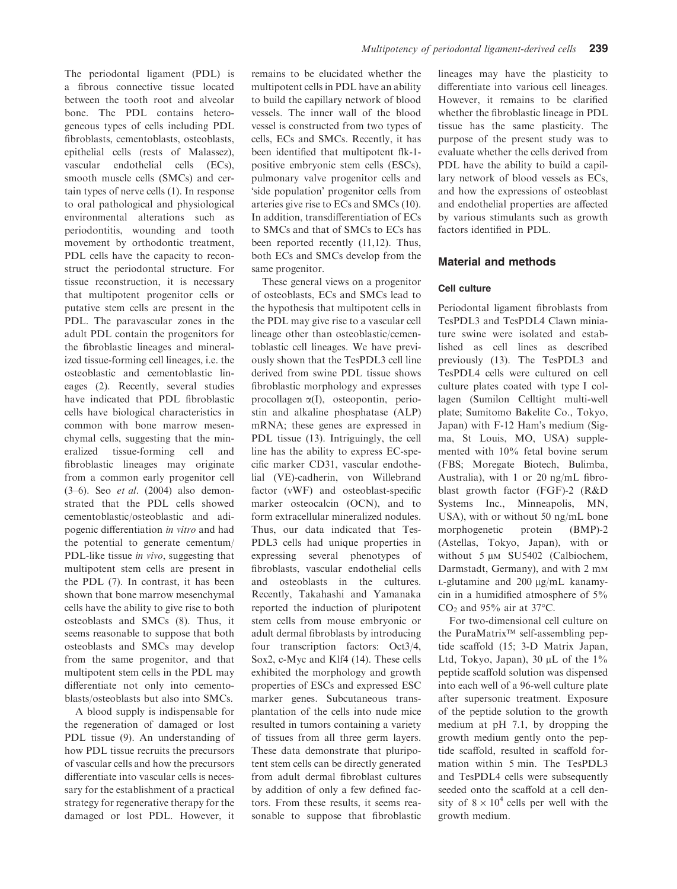The periodontal ligament (PDL) is a fibrous connective tissue located between the tooth root and alveolar bone. The PDL contains heterogeneous types of cells including PDL fibroblasts, cementoblasts, osteoblasts, epithelial cells (rests of Malassez), vascular endothelial cells (ECs), smooth muscle cells (SMCs) and certain types of nerve cells (1). In response to oral pathological and physiological environmental alterations such as periodontitis, wounding and tooth movement by orthodontic treatment, PDL cells have the capacity to reconstruct the periodontal structure. For tissue reconstruction, it is necessary that multipotent progenitor cells or putative stem cells are present in the PDL. The paravascular zones in the adult PDL contain the progenitors for the fibroblastic lineages and mineralized tissue-forming cell lineages, i.e. the osteoblastic and cementoblastic lineages (2). Recently, several studies have indicated that PDL fibroblastic cells have biological characteristics in common with bone marrow mesenchymal cells, suggesting that the mineralized tissue-forming cell and fibroblastic lineages may originate from a common early progenitor cell (3–6). Seo *et al*. (2004) also demonstrated that the PDL cells showed cementoblastic/osteoblastic and adipogenic differentiation *in vitro* and had the potential to generate cementum/PDL-like tissue *in vivo*, suggesting that multipotent stem cells are present in the PDL (7). In contrast, it has been shown that bone marrow mesenchymal cells have the ability to give rise to both osteoblasts and SMCs (8). Thus, it seems reasonable to suppose that both osteoblasts and SMCs may develop from the same progenitor, and that multipotent stem cells in the PDL may differentiate not only into cementoblasts/osteoblasts but also into SMCs.

A blood supply is indispensable for the regeneration of damaged or lost PDL tissue (9). An understanding of how PDL tissue recruits the precursors of vascular cells and how the precursors differentiate into vascular cells is necessary for the establishment of a practical strategy for regenerative therapy for the damaged or lost PDL. However, it remains to be elucidated whether the multipotent cells in PDL have an ability to build the capillary network of blood vessels. The inner wall of the blood vessel is constructed from two types of cells, ECs and SMCs. Recently, it has been identified that multipotent flk-1-positive embryonic stem cells (ESCs), pulmonary valve progenitor cells and 'side population' progenitor cells from arteries give rise to ECs and SMCs (10). In addition, transdifferentiation of ECs to SMCs and that of SMCs to ECs has been reported recently (11,12). Thus, both ECs and SMCs develop from the same progenitor.

These general views on a progenitor of osteoblasts, ECs and SMCs lead to the hypothesis that multipotent cells in the PDL may give rise to a vascular cell lineage other than osteoblastic/cementoblastic cell lineages. We have previously shown that the TesPDL3 cell line derived from swine PDL tissue shows fibroblastic morphology and expresses procollagen $\alpha$(I), osteopontin, periostin and alkaline phosphatase (ALP) mRNA; these genes are expressed in PDL tissue (13). Intriguingly, the cell line has the ability to express EC-specific marker CD31, vascular endothelial (VE)-cadherin, von Willebrand factor (vWF) and osteoblast-specific marker osteocalcin (OCN), and to form extracellular mineralized nodules. Thus, our data indicated that TesPDL3 cells had unique properties in expressing several phenotypes of fibroblasts, vascular endothelial cells and osteoblasts in the cultures. Recently, Takahashi and Yamanaka reported the induction of pluripotent stem cells from mouse embryonic or adult dermal fibroblasts by introducing four transcription factors: Oct3/4, Sox2, c-Myc and Klf4 (14). These cells exhibited the morphology and growth properties of ESCs and expressed ESC marker genes. Subcutaneous transplantation of the cells into nude mice resulted in tumors containing a variety of tissues from all three germ layers. These data demonstrate that pluripotent stem cells can be directly generated from adult dermal fibroblast cultures by addition of only a few defined factors. From these results, it seems reasonable to suppose that fibroblastic lineages may have the plasticity to differentiate into various cell lineages. However, it remains to be clarified whether the fibroblastic lineage in PDL tissue has the same plasticity. The purpose of the present study was to evaluate whether the cells derived from PDL have the ability to build a capillary network of blood vessels as ECs, and how the expressions of osteoblast and endothelial properties are affected by various stimulants such as growth factors identified in PDL.

## Material and methods

### Cell culture

Periodontal ligament fibroblasts from TesPDL3 and TesPDL4 Clawn miniature swine were isolated and established as cell lines as described previously (13). The TesPDL3 and TesPDL4 cells were cultured on cell culture plates coated with type I collagen (Sumilon Celltight multi-well plate; Sumitomo Bakelite Co., Tokyo, Japan) with F-12 Ham's medium (Sigma, St Louis, MO, USA) supplemented with 10% fetal bovine serum (FBS; Moregate Biotech, Bulimba, Australia), with 1 or 20 ng/mL fibroblast growth factor (FGF)-2 (R&D Systems Inc., Minneapolis, MN, USA), with or without 50 ng/mL bone morphogenetic protein (BMP)-2 (Astellas, Tokyo, Japan), with or without 5 μM SU5402 (Calbiochem, Darmstadt, Germany), and with 2 mM L-glutamine and 200 μg/mL kanamycin in a humidified atmosphere of 5% $CO_2$ and 95% air at 37°C.

For two-dimensional cell culture on the PuraMatrix™ self-assembling peptide scaffold (15; 3-D Matrix Japan, Ltd, Tokyo, Japan), 30 μL of the 1% peptide scaffold solution was dispensed into each well of a 96-well culture plate after supersonic treatment. Exposure of the peptide solution to the growth medium at pH 7.1, by dropping the growth medium gently onto the peptide scaffold, resulted in scaffold formation within 5 min. The TesPDL3 and TesPDL4 cells were subsequently seeded onto the scaffold at a cell density of $8 \times 10^4$ cells per well with the growth medium.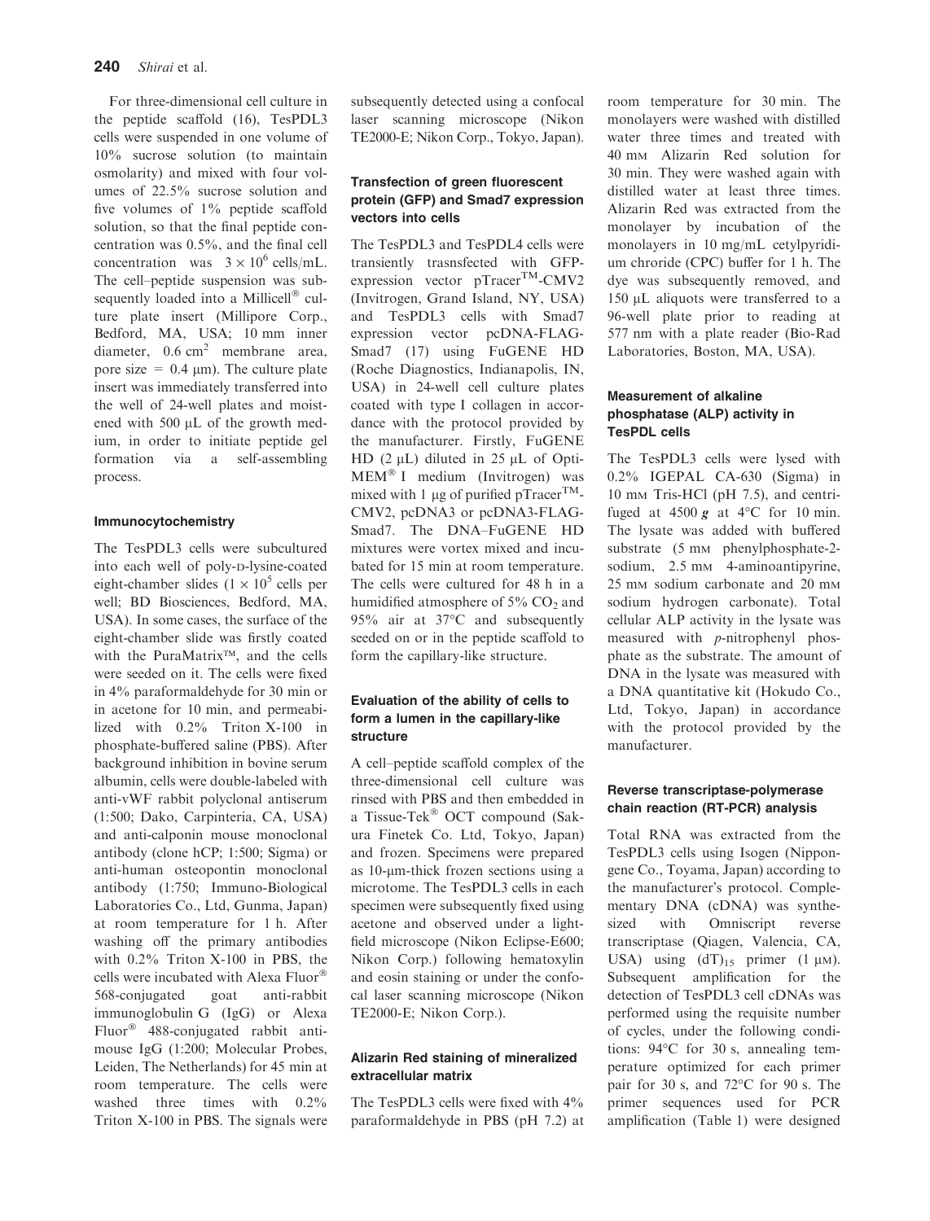For three-dimensional cell culture in the peptide scaffold (16), TesPDL3 cells were suspended in one volume of 10% sucrose solution (to maintain osmolarity) and mixed with four volumes of 22.5% sucrose solution and five volumes of 1% peptide scaffold solution, so that the final peptide concentration was 0.5%, and the final cell concentration was $3 \times 10^6$ cells/mL. The cell–peptide suspension was subsequently loaded into a Millicell® culture plate insert (Millipore Corp., Bedford, MA, USA; 10 mm inner diameter, 0.6 $cm^2$ membrane area, pore size = 0.4 μm). The culture plate insert was immediately transferred into the well of 24-well plates and moistened with 500 μL of the growth medium, in order to initiate peptide gel formation via a self-assembling process.

### Immunocytochemistry

The TesPDL3 cells were subcultured into each well of poly-D-lysine-coated eight-chamber slides ($1 \times 10^5$ cells per well; BD Biosciences, Bedford, MA, USA). In some cases, the surface of the eight-chamber slide was firstly coated with the PuraMatrix™, and the cells were seeded on it. The cells were fixed in 4% paraformaldehyde for 30 min or in acetone for 10 min, and permeabilized with 0.2% Triton X-100 in phosphate-buffered saline (PBS). After background inhibition in bovine serum albumin, cells were double-labeled with anti-vWF rabbit polyclonal antiserum (1:500; Dako, Carpinteria, CA, USA) and anti-calponin mouse monoclonal antibody (clone hCP; 1:500; Sigma) or anti-human osteopontin monoclonal antibody (1:750; Immuno-Biological Laboratories Co., Ltd, Gunma, Japan) at room temperature for 1 h. After washing off the primary antibodies with 0.2% Triton X-100 in PBS, the cells were incubated with Alexa Fluor® 568-conjugated goat anti-rabbit immunoglobulin G (IgG) or Alexa Fluor® 488-conjugated rabbit anti-mouse IgG (1:200; Molecular Probes, Leiden, The Netherlands) for 45 min at room temperature. The cells were washed three times with 0.2% Triton X-100 in PBS. The signals were subsequently detected using a confocal laser scanning microscope (Nikon TE2000-E; Nikon Corp., Tokyo, Japan).

### Transfection of green fluorescent protein (GFP) and Smad7 expression vectors into cells

The TesPDL3 and TesPDL4 cells were transiently trasnsfected with GFP-expression vector pTracer™-CMV2 (Invitrogen, Grand Island, NY, USA) and TesPDL3 cells with Smad7 expression vector pcDNA-FLAG-Smad7 (17) using FuGENE HD (Roche Diagnostics, Indianapolis, IN, USA) in 24-well cell culture plates coated with type I collagen in accordance with the protocol provided by the manufacturer. Firstly, FuGENE HD (2 μL) diluted in 25 μL of Opti-MEM® I medium (Invitrogen) was mixed with 1 μg of purified pTracer™-CMV2, pcDNA3 or pcDNA3-FLAG-Smad7. The DNA–FuGENE HD mixtures were vortex mixed and incubated for 15 min at room temperature. The cells were cultured for 48 h in a humidified atmosphere of 5% $CO_2$ and 95% air at 37°C and subsequently seeded on or in the peptide scaffold to form the capillary-like structure.

### Evaluation of the ability of cells to form a lumen in the capillary-like structure

A cell–peptide scaffold complex of the three-dimensional cell culture was rinsed with PBS and then embedded in a Tissue-Tek® OCT compound (Sakura Finetek Co. Ltd, Tokyo, Japan) and frozen. Specimens were prepared as 10-μm-thick frozen sections using a microtome. The TesPDL3 cells in each specimen were subsequently fixed using acetone and observed under a light-field microscope (Nikon Eclipse-E600; Nikon Corp.) following hematoxylin and eosin staining or under the confocal laser scanning microscope (Nikon TE2000-E; Nikon Corp.).

### Alizarin Red staining of mineralized extracellular matrix

The TesPDL3 cells were fixed with 4% paraformaldehyde in PBS (pH 7.2) at room temperature for 30 min. The monolayers were washed with distilled water three times and treated with 40 mM Alizarin Red solution for 30 min. They were washed again with distilled water at least three times. Alizarin Red was extracted from the monolayer by incubation of the monolayers in 10 mg/mL cetylpyridium chroride (CPC) buffer for 1 h. The dye was subsequently removed, and 150 μL aliquots were transferred to a 96-well plate prior to reading at 577 nm with a plate reader (Bio-Rad Laboratories, Boston, MA, USA).

### Measurement of alkaline phosphatase (ALP) activity in TesPDL cells

The TesPDL3 cells were lysed with 0.2% IGEPAL CA-630 (Sigma) in 10 mM Tris-HCl (pH 7.5), and centrifuged at 4500 ***g*** at 4°C for 10 min. The lysate was added with buffered substrate (5 mM phenylphosphate-2-sodium, 2.5 mM 4-aminoantipyrine, 25 mM sodium carbonate and 20 mM sodium hydrogen carbonate). Total cellular ALP activity in the lysate was measured with *p*-nitrophenyl phosphate as the substrate. The amount of DNA in the lysate was measured with a DNA quantitative kit (Hokudo Co., Ltd, Tokyo, Japan) in accordance with the protocol provided by the manufacturer.

### Reverse transcriptase-polymerase chain reaction (RT-PCR) analysis

Total RNA was extracted from the TesPDL3 cells using Isogen (Nippongene Co., Toyama, Japan) according to the manufacturer's protocol. Complementary DNA (cDNA) was synthesized with Omniscript reverse transcriptase (Qiagen, Valencia, CA, USA) using $(dT)_{15}$ primer (1 μM). Subsequent amplification for the detection of TesPDL3 cell cDNAs was performed using the requisite number of cycles, under the following conditions: 94°C for 30 s, annealing temperature optimized for each primer pair for 30 s, and 72°C for 90 s. The primer sequences used for PCR amplification (Table 1) were designed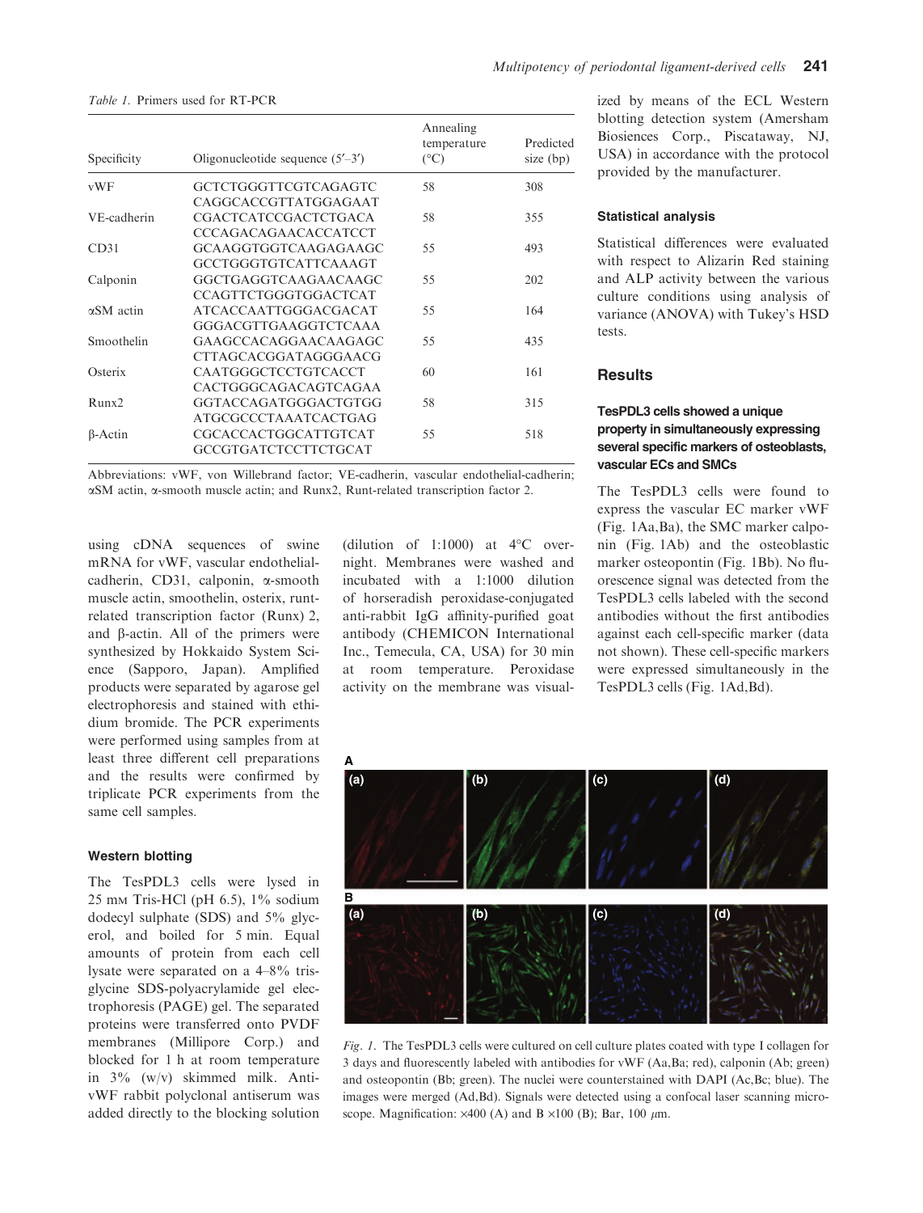*Table 1.* Primers used for RT-PCR

| Specificity | Oligonucleotide sequence (5′–3′) | Annealing temperature (°C) | Predicted size (bp) |
|---|---|---|---|
| vWF | GCTCTGGGTTCGTCAGAGTC<br>CAGGCACCGTTATGGAGAAT | 58 | 308 |
| VE-cadherin | CGACTCATCCGACTCTGACA<br>CCCAGACAGAACACCATCCT | 58 | 355 |
| CD31 | GCAAGGTGGTCAAGAGAAGC<br>GCCTGGGTGTCATTCAAAGT | 55 | 493 |
| Calponin | GGCTGAGGTCAAGAACAAGC<br>CCAGTTCTGGGTGGACTCAT | 55 | 202 |
| αSM actin | ATCACCAATTGGGACGACAT<br>GGGACGTTGAAGGTCTCAAA | 55 | 164 |
| Smoothelin | GAAGCCACAGGAACAAGAGC<br>CTTAGCACGGATAGGGAACG | 55 | 435 |
| Osterix | CAATGGGCTCCTGTCACCT<br>CACTGGGCAGACAGTCAGAA | 60 | 161 |
| Runx2 | GGTACCAGATGGGACTGTGG<br>ATGCGCCCTAAATCACTGAG | 58 | 315 |
| β-Actin | CGCACCACTGGCATTGTCAT<br>GCCGTGATCTCCTTCTGCAT | 55 | 518 |

Abbreviations: vWF, von Willebrand factor; VE-cadherin, vascular endothelial-cadherin; αSM actin, α-smooth muscle actin; and Runx2, Runt-related transcription factor 2.

using cDNA sequences of swine mRNA for vWF, vascular endothelial-cadherin, CD31, calponin, α-smooth muscle actin, smoothelin, osterix, runt-related transcription factor (Runx) 2, and β-actin. All of the primers were synthesized by Hokkaido System Science (Sapporo, Japan). Amplified products were separated by agarose gel electrophoresis and stained with ethidium bromide. The PCR experiments were performed using samples from at least three different cell preparations and the results were confirmed by triplicate PCR experiments from the same cell samples.

### Western blotting

The TesPDL3 cells were lysed in 25 mM Tris-HCl (pH 6.5), 1% sodium dodecyl sulphate (SDS) and 5% glycerol, and boiled for 5 min. Equal amounts of protein from each cell lysate were separated on a 4–8% tris-glycine SDS-polyacrylamide gel electrophoresis (PAGE) gel. The separated proteins were transferred onto PVDF membranes (Millipore Corp.) and blocked for 1 h at room temperature in 3% (w/v) skimmed milk. Anti-vWF rabbit polyclonal antiserum was added directly to the blocking solution (dilution of 1:1000) at 4°C overnight. Membranes were washed and incubated with a 1:1000 dilution of horseradish peroxidase-conjugated anti-rabbit IgG affinity-purified goat antibody (CHEMICON International Inc., Temecula, CA, USA) for 30 min at room temperature. Peroxidase activity on the membrane was visualized by means of the ECL Western blotting detection system (Amersham Biosiences Corp., Piscataway, NJ, USA) in accordance with the protocol provided by the manufacturer.

### Statistical analysis

Statistical differences were evaluated with respect to Alizarin Red staining and ALP activity between the various culture conditions using analysis of variance (ANOVA) with Tukey's HSD tests.

## Results

### TesPDL3 cells showed a unique property in simultaneously expressing several specific markers of osteoblasts, vascular ECs and SMCs

The TesPDL3 cells were found to express the vascular EC marker vWF (Fig. 1Aa,Ba), the SMC marker calponin (Fig. 1Ab) and the osteoblastic marker osteopontin (Fig. 1Bb). No fluorescence signal was detected from the TesPDL3 cells labeled with the second antibodies without the first antibodies against each cell-specific marker (data not shown). These cell-specific markers were expressed simultaneously in the TesPDL3 cells (Fig. 1Ad,Bd).

*Fig. 1.* The TesPDL3 cells were cultured on cell culture plates coated with type I collagen for 3 days and fluorescently labeled with antibodies for vWF (Aa,Ba; red), calponin (Ab; green) and osteopontin (Bb; green). The nuclei were counterstained with DAPI (Ac,Bc; blue). The images were merged (Ad,Bd). Signals were detected using a confocal laser scanning microscope. Magnification: ×400 (A) and B ×100 (B); Bar, 100 μm.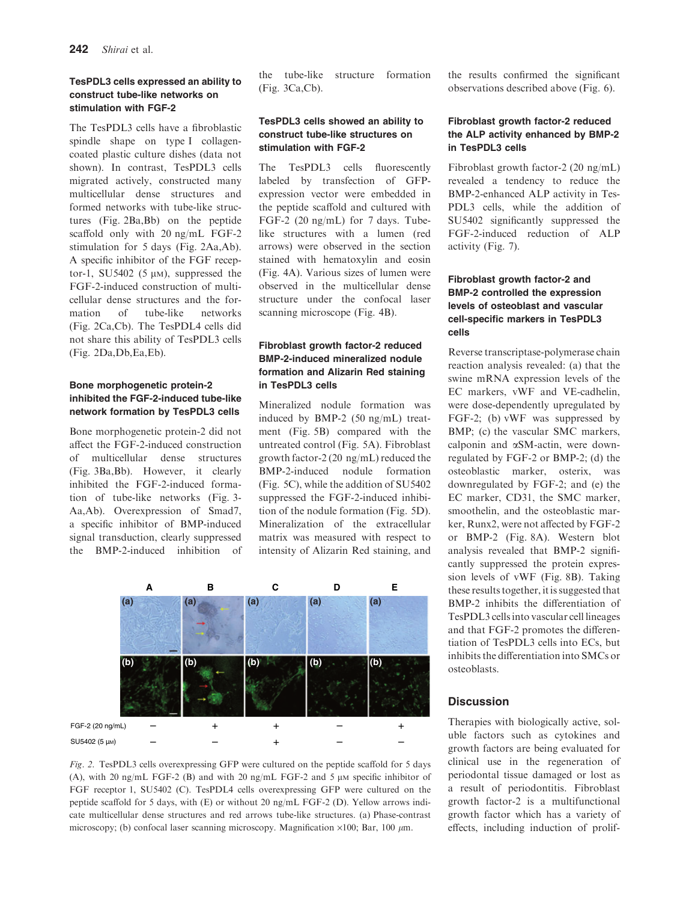### TesPDL3 cells expressed an ability to construct tube-like networks on stimulation with FGF-2

The TesPDL3 cells have a fibroblastic spindle shape on type I collagen-coated plastic culture dishes (data not shown). In contrast, TesPDL3 cells migrated actively, constructed many multicellular dense structures and formed networks with tube-like structures (Fig. 2Ba,Bb) on the peptide scaffold only with 20 ng/mL FGF-2 stimulation for 5 days (Fig. 2Aa,Ab). A specific inhibitor of the FGF receptor-1, SU5402 (5 μM), suppressed the FGF-2-induced construction of multicellular dense structures and the formation of tube-like networks (Fig. 2Ca,Cb). The TesPDL4 cells did not share this ability of TesPDL3 cells (Fig. 2Da,Db,Ea,Eb).

### Bone morphogenetic protein-2 inhibited the FGF-2-induced tube-like network formation by TesPDL3 cells

Bone morphogenetic protein-2 did not affect the FGF-2-induced construction of multicellular dense structures (Fig. 3Ba,Bb). However, it clearly inhibited the FGF-2-induced formation of tube-like networks (Fig. 3Aa,Ab). Overexpression of Smad7, a specific inhibitor of BMP-induced signal transduction, clearly suppressed the BMP-2-induced inhibition of the tube-like structure formation (Fig. 3Ca,Cb).

### TesPDL3 cells showed an ability to construct tube-like structures on stimulation with FGF-2

The TesPDL3 cells fluorescently labeled by transfection of GFP-expression vector were embedded in the peptide scaffold and cultured with FGF-2 (20 ng/mL) for 7 days. Tube-like structures with a lumen (red arrows) were observed in the section stained with hematoxylin and eosin (Fig. 4A). Various sizes of lumen were observed in the multicellular dense structure under the confocal laser scanning microscope (Fig. 4B).

### Fibroblast growth factor-2 reduced BMP-2-induced mineralized nodule formation and Alizarin Red staining in TesPDL3 cells

Mineralized nodule formation was induced by BMP-2 (50 ng/mL) treatment (Fig. 5B) compared with the untreated control (Fig. 5A). Fibroblast growth factor-2 (20 ng/mL) reduced the BMP-2-induced nodule formation (Fig. 5C), while the addition of SU5402 suppressed the FGF-2-induced inhibition of the nodule formation (Fig. 5D). Mineralization of the extracellular matrix was measured with respect to intensity of Alizarin Red staining, and the results confirmed the significant observations described above (Fig. 6).

### Fibroblast growth factor-2 reduced the ALP activity enhanced by BMP-2 in TesPDL3 cells

Fibroblast growth factor-2 (20 ng/mL) revealed a tendency to reduce the BMP-2-enhanced ALP activity in TesPDL3 cells, while the addition of SU5402 significantly suppressed the FGF-2-induced reduction of ALP activity (Fig. 7).

### Fibroblast growth factor-2 and BMP-2 controlled the expression levels of osteoblast and vascular cell-specific markers in TesPDL3 cells

Reverse transcriptase-polymerase chain reaction analysis revealed: (a) that the swine mRNA expression levels of the EC markers, vWF and VE-cadhelin, were dose-dependently upregulated by FGF-2; (b) vWF was suppressed by BMP; (c) the vascular SMC markers, calponin and αSM-actin, were downregulated by FGF-2 or BMP-2; (d) the osteoblastic marker, osterix, was downregulated by FGF-2; and (e) the EC marker, CD31, the SMC marker, smoothelin, and the osteoblastic marker, Runx2, were not affected by FGF-2 or BMP-2 (Fig. 8A). Western blot analysis revealed that BMP-2 significantly suppressed the protein expression levels of vWF (Fig. 8B). Taking these results together, it is suggested that BMP-2 inhibits the differentiation of TesPDL3 cells into vascular cell lineages and that FGF-2 promotes the differentiation of TesPDL3 cells into ECs, but inhibits the differentiation into SMCs or osteoblasts.

| | A | B | C | D | E |
|---|---|---|---|---|---|
| FGF-2 (20 ng/mL) | – | + | + | – | + |
| SU5402 (5 μM) | – | – | + | – | – |

*Fig. 2.* TesPDL3 cells overexpressing GFP were cultured on the peptide scaffold for 5 days (A), with 20 ng/mL FGF-2 (B) and with 20 ng/mL FGF-2 and 5 μM specific inhibitor of FGF receptor 1, SU5402 (C). TesPDL4 cells overexpressing GFP were cultured on the peptide scaffold for 5 days, with (E) or without 20 ng/mL FGF-2 (D). Yellow arrows indicate multicellular dense structures and red arrows tube-like structures. (a) Phase-contrast microscopy; (b) confocal laser scanning microscopy. Magnification ×100; Bar, 100 μm.

## Discussion

Therapies with biologically active, soluble factors such as cytokines and growth factors are being evaluated for clinical use in the regeneration of periodontal tissue damaged or lost as a result of periodontitis. Fibroblast growth factor-2 is a multifunctional growth factor which has a variety of effects, including induction of prolif-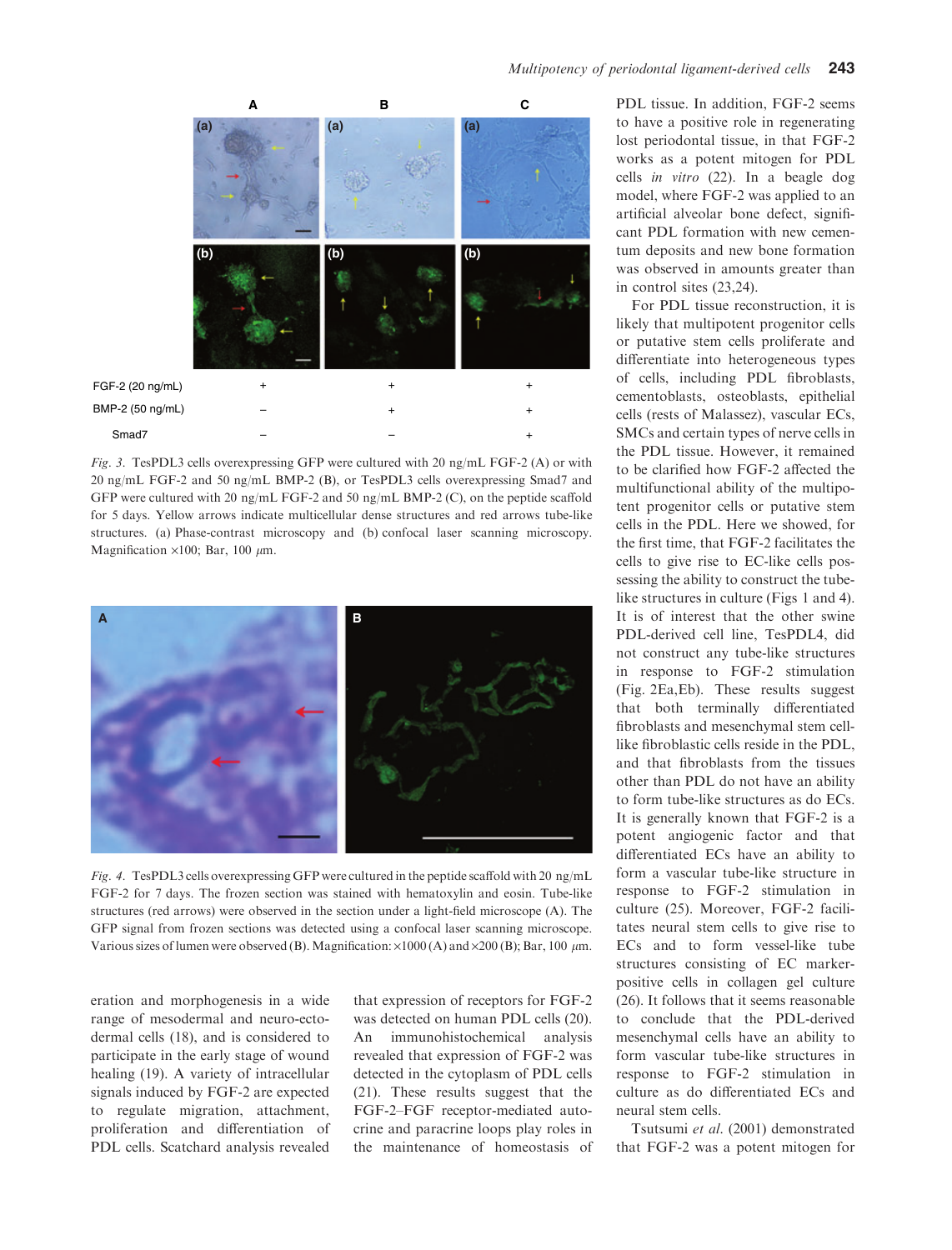*Fig. 3.* TesPDL3 cells overexpressing GFP were cultured with 20 ng/mL FGF-2 (A) or with 20 ng/mL FGF-2 and 50 ng/mL BMP-2 (B), or TesPDL3 cells overexpressing Smad7 and GFP were cultured with 20 ng/mL FGF-2 and 50 ng/mL BMP-2 (C), on the peptide scaffold for 5 days. Yellow arrows indicate multicellular dense structures and red arrows tube-like structures. (a) Phase-contrast microscopy and (b) confocal laser scanning microscopy. Magnification ×100; Bar, 100 μm.

*Fig. 4.* TesPDL3 cells overexpressing GFP were cultured in the peptide scaffold with 20 ng/mL FGF-2 for 7 days. The frozen section was stained with hematoxylin and eosin. Tube-like structures (red arrows) were observed in the section under a light-field microscope (A). The GFP signal from frozen sections was detected using a confocal laser scanning microscope. Various sizes of lumen were observed (B). Magnification: ×1000 (A) and ×200 (B); Bar, 100 μm.

eration and morphogenesis in a wide range of mesodermal and neuro-ectodermal cells (18), and is considered to participate in the early stage of wound healing (19). A variety of intracellular signals induced by FGF-2 are expected to regulate migration, attachment, proliferation and differentiation of PDL cells. Scatchard analysis revealed that expression of receptors for FGF-2 was detected on human PDL cells (20). An immunohistochemical analysis revealed that expression of FGF-2 was detected in the cytoplasm of PDL cells (21). These results suggest that the FGF-2–FGF receptor-mediated autocrine and paracrine loops play roles in the maintenance of homeostasis of PDL tissue. In addition, FGF-2 seems to have a positive role in regenerating lost periodontal tissue, in that FGF-2 works as a potent mitogen for PDL cells *in vitro* (22). In a beagle dog model, where FGF-2 was applied to an artificial alveolar bone defect, significant PDL formation with new cementum deposits and new bone formation was observed in amounts greater than in control sites (23,24).

For PDL tissue reconstruction, it is likely that multipotent progenitor cells or putative stem cells proliferate and differentiate into heterogeneous types of cells, including PDL fibroblasts, cementoblasts, osteoblasts, epithelial cells (rests of Malassez), vascular ECs, SMCs and certain types of nerve cells in the PDL tissue. However, it remained to be clarified how FGF-2 affected the multifunctional ability of the multipotent progenitor cells or putative stem cells in the PDL. Here we showed, for the first time, that FGF-2 facilitates the cells to give rise to EC-like cells possessing the ability to construct the tube-like structures in culture (Figs 1 and 4). It is of interest that the other swine PDL-derived cell line, TesPDL4, did not construct any tube-like structures in response to FGF-2 stimulation (Fig. 2Ea,Eb). These results suggest that both terminally differentiated fibroblasts and mesenchymal stem cell-like fibroblastic cells reside in the PDL, and that fibroblasts from the tissues other than PDL do not have an ability to form tube-like structures as do ECs. It is generally known that FGF-2 is a potent angiogenic factor and that differentiated ECs have an ability to form a vascular tube-like structure in response to FGF-2 stimulation in culture (25). Moreover, FGF-2 facilitates neural stem cells to give rise to ECs and to form vessel-like tube structures consisting of EC marker-positive cells in collagen gel culture (26). It follows that it seems reasonable to conclude that the PDL-derived mesenchymal cells have an ability to form vascular tube-like structures in response to FGF-2 stimulation in culture as do differentiated ECs and neural stem cells.

Tsutsumi *et al.* (2001) demonstrated that FGF-2 was a potent mitogen for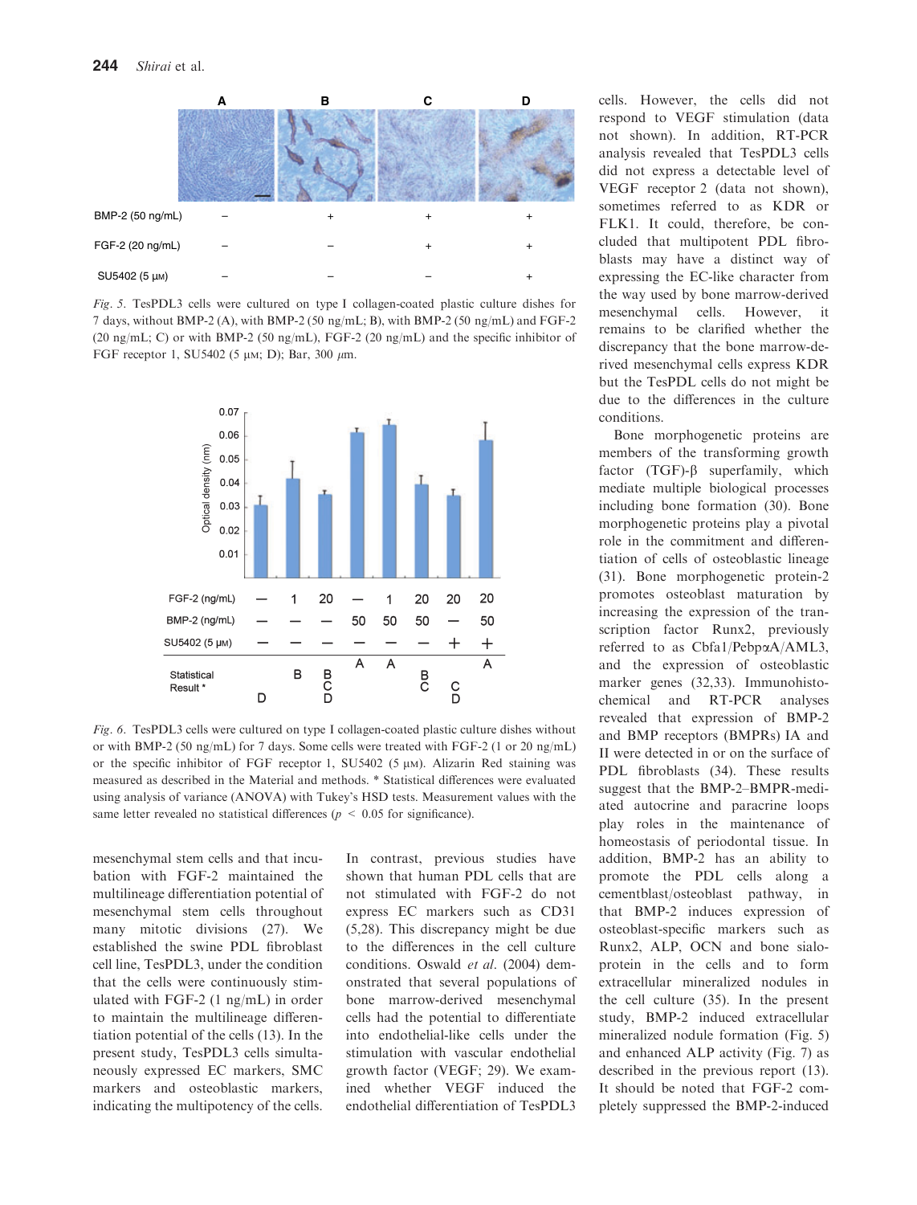| | A | B | C | D |
|---|---|---|---|---|
| BMP-2 (50 ng/mL) | – | + | + | + |
| FGF-2 (20 ng/mL) | – | – | + | + |
| SU5402 (5 μM) | – | – | – | + |

*Fig. 5.* TesPDL3 cells were cultured on type I collagen-coated plastic culture dishes for 7 days, without BMP-2 (A), with BMP-2 (50 ng/mL; B), with BMP-2 (50 ng/mL) and FGF-2 (20 ng/mL; C) or with BMP-2 (50 ng/mL), FGF-2 (20 ng/mL) and the specific inhibitor of FGF receptor 1, SU5402 (5 μM; D); Bar, 300 μm.

| FGF-2 (ng/mL) | – | 1 | 20 | – | 1 | 20 | 20 | 20 |
|---|---|---|---|---|---|---|---|---|
| BMP-2 (ng/mL) | – | – | – | 50 | 50 | 50 | – | 50 |
| SU5402 (5 μM) | – | – | – | – | – | – | + | + |
| Statistical Result * | D | B | B C D | A | A | B C | C D | A |

*Fig. 6.* TesPDL3 cells were cultured on type I collagen-coated plastic culture dishes without or with BMP-2 (50 ng/mL) for 7 days. Some cells were treated with FGF-2 (1 or 20 ng/mL) or the specific inhibitor of FGF receptor 1, SU5402 (5 μM). Alizarin Red staining was measured as described in the Material and methods. * Statistical differences were evaluated using analysis of variance (ANOVA) with Tukey's HSD tests. Measurement values with the same letter revealed no statistical differences ($p < 0.05$ for significance).

mesenchymal stem cells and that incubation with FGF-2 maintained the multilineage differentiation potential of mesenchymal stem cells throughout many mitotic divisions (27). We established the swine PDL fibroblast cell line, TesPDL3, under the condition that the cells were continuously stimulated with FGF-2 (1 ng/mL) in order to maintain the multilineage differentiation potential of the cells (13). In the present study, TesPDL3 cells simultaneously expressed EC markers, SMC markers and osteoblastic markers, indicating the multipotency of the cells. In contrast, previous studies have shown that human PDL cells that are not stimulated with FGF-2 do not express EC markers such as CD31 (5,28). This discrepancy might be due to the differences in the cell culture conditions. Oswald *et al*. (2004) demonstrated that several populations of bone marrow-derived mesenchymal cells had the potential to differentiate into endothelial-like cells under the stimulation with vascular endothelial growth factor (VEGF; 29). We examined whether VEGF induced the endothelial differentiation of TesPDL3 cells. However, the cells did not respond to VEGF stimulation (data not shown). In addition, RT-PCR analysis revealed that TesPDL3 cells did not express a detectable level of VEGF receptor 2 (data not shown), sometimes referred to as KDR or FLK1. It could, therefore, be concluded that multipotent PDL fibroblasts may have a distinct way of expressing the EC-like character from the way used by bone marrow-derived mesenchymal cells. However, it remains to be clarified whether the discrepancy that the bone marrow-derived mesenchymal cells express KDR but the TesPDL cells do not might be due to the differences in the culture conditions.

Bone morphogenetic proteins are members of the transforming growth factor (TGF)-β superfamily, which mediate multiple biological processes including bone formation (30). Bone morphogenetic proteins play a pivotal role in the commitment and differentiation of cells of osteoblastic lineage (31). Bone morphogenetic protein-2 promotes osteoblast maturation by increasing the expression of the transcription factor Runx2, previously referred to as Cbfa1/PebpαA/AML3, and the expression of osteoblastic marker genes (32,33). Immunohistochemical and RT-PCR analyses revealed that expression of BMP-2 and BMP receptors (BMPRs) IA and II were detected in or on the surface of PDL fibroblasts (34). These results suggest that the BMP-2–BMPR-mediated autocrine and paracrine loops play roles in the maintenance of homeostasis of periodontal tissue. In addition, BMP-2 has an ability to promote the PDL cells along a cementblast/osteoblast pathway, in that BMP-2 induces expression of osteoblast-specific markers such as Runx2, ALP, OCN and bone sialoprotein in the cells and to form extracellular mineralized nodules in the cell culture (35). In the present study, BMP-2 induced extracellular mineralized nodule formation (Fig. 5) and enhanced ALP activity (Fig. 7) as described in the previous report (13). It should be noted that FGF-2 completely suppressed the BMP-2-induced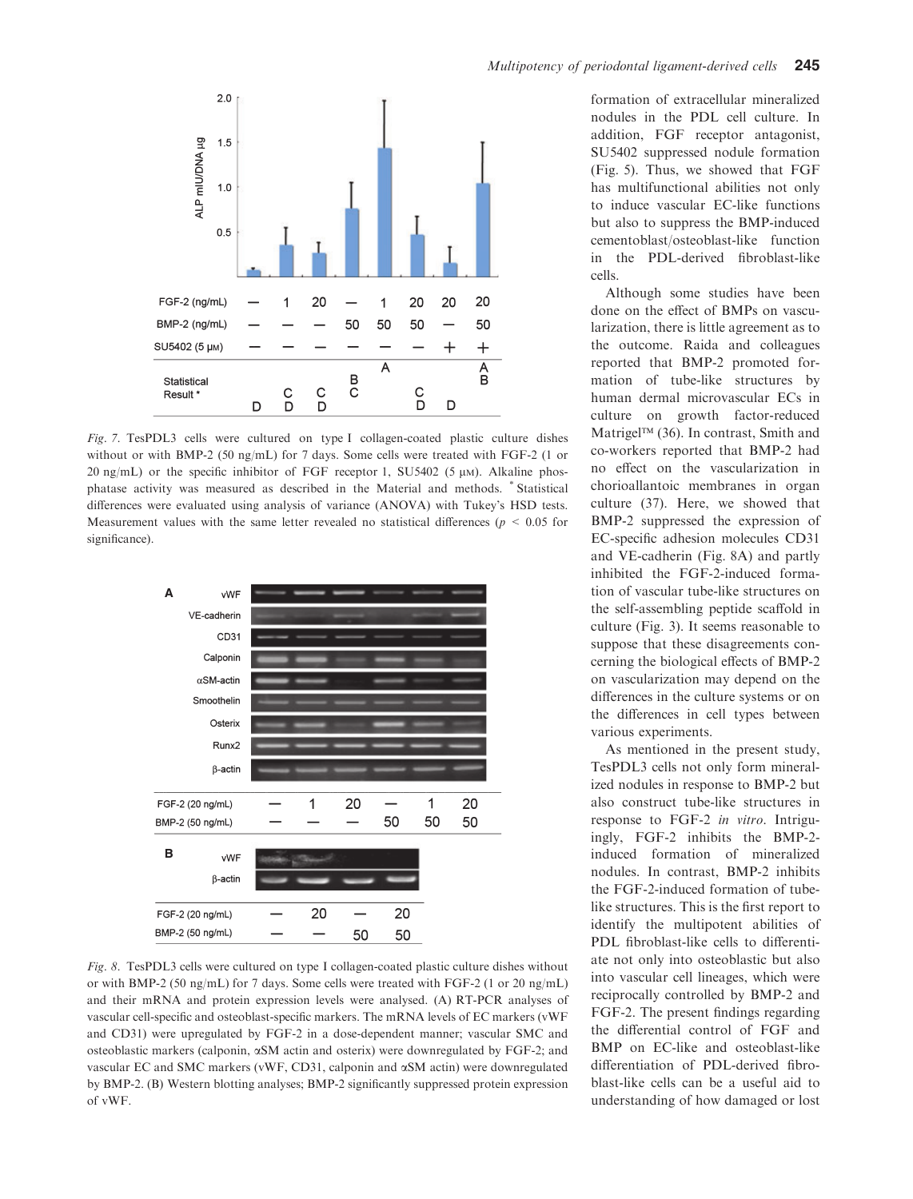Fig. 7. TesPDL3 cells were cultured on type I collagen-coated plastic culture dishes without or with BMP-2 (50 ng/mL) for 7 days. Some cells were treated with FGF-2 (1 or 20 ng/mL) or the specific inhibitor of FGF receptor 1, SU5402 (5 μM). Alkaline phosphatase activity was measured as described in the Material and methods. * Statistical differences were evaluated using analysis of variance (ANOVA) with Tukey's HSD tests. Measurement values with the same letter revealed no statistical differences ($p < 0.05$ for significance).

Fig. 8. TesPDL3 cells were cultured on type I collagen-coated plastic culture dishes without or with BMP-2 (50 ng/mL) for 7 days. Some cells were treated with FGF-2 (1 or 20 ng/mL) and their mRNA and protein expression levels were analysed. (A) RT-PCR analyses of vascular cell-specific and osteoblast-specific markers. The mRNA levels of EC markers (vWF and CD31) were upregulated by FGF-2 in a dose-dependent manner; vascular SMC and osteoblastic markers (calponin, αSM actin and osterix) were downregulated by FGF-2; and vascular EC and SMC markers (vWF, CD31, calponin and αSM actin) were downregulated by BMP-2. (B) Western blotting analyses; BMP-2 significantly suppressed protein expression of vWF.

formation of extracellular mineralized nodules in the PDL cell culture. In addition, FGF receptor antagonist, SU5402 suppressed nodule formation (Fig. 5). Thus, we showed that FGF has multifunctional abilities not only to induce vascular EC-like functions but also to suppress the BMP-induced cementoblast/osteoblast-like function in the PDL-derived fibroblast-like cells.

Although some studies have been done on the effect of BMPs on vascularization, there is little agreement as to the outcome. Raida and colleagues reported that BMP-2 promoted formation of tube-like structures by human dermal microvascular ECs in culture on growth factor-reduced Matrigel™ (36). In contrast, Smith and co-workers reported that BMP-2 had no effect on the vascularization in chorioallantoic membranes in organ culture (37). Here, we showed that BMP-2 suppressed the expression of EC-specific adhesion molecules CD31 and VE-cadherin (Fig. 8A) and partly inhibited the FGF-2-induced formation of vascular tube-like structures on the self-assembling peptide scaffold in culture (Fig. 3). It seems reasonable to suppose that these disagreements concerning the biological effects of BMP-2 on vascularization may depend on the differences in the culture systems or on the differences in cell types between various experiments.

As mentioned in the present study, TesPDL3 cells not only form mineralized nodules in response to BMP-2 but also construct tube-like structures in response to FGF-2 *in vitro*. Intriguingly, FGF-2 inhibits the BMP-2-induced formation of mineralized nodules. In contrast, BMP-2 inhibits the FGF-2-induced formation of tube-like structures. This is the first report to identify the multipotent abilities of PDL fibroblast-like cells to differentiate not only into osteoblastic but also into vascular cell lineages, which were reciprocally controlled by BMP-2 and FGF-2. The present findings regarding the differential control of FGF and BMP on EC-like and osteoblast-like differentiation of PDL-derived fibroblast-like cells can be a useful aid to understanding of how damaged or lost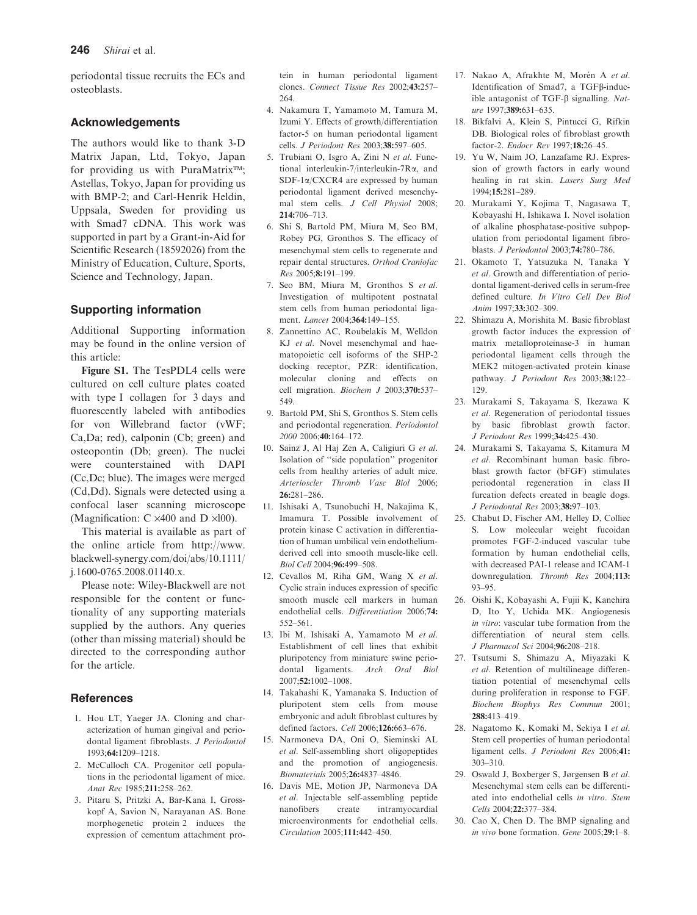periodontal tissue recruits the ECs and osteoblasts.

## Acknowledgements

The authors would like to thank 3-D Matrix Japan, Ltd, Tokyo, Japan for providing us with PuraMatrix™; Astellas, Tokyo, Japan for providing us with BMP-2; and Carl-Henrik Heldin, Uppsala, Sweden for providing us with Smad7 cDNA. This work was supported in part by a Grant-in-Aid for Scientific Research (18592026) from the Ministry of Education, Culture, Sports, Science and Technology, Japan.

## Supporting information

Additional Supporting information may be found in the online version of this article:

**Figure S1.** The TesPDL4 cells were cultured on cell culture plates coated with type I collagen for 3 days and fluorescently labeled with antibodies for von Willebrand factor (vWF; Ca,Da; red), calponin (Cb; green) and osteopontin (Db; green). The nuclei were counterstained with DAPI (Cc,Dc; blue). The images were merged (Cd,Dd). Signals were detected using a confocal laser scanning microscope (Magnification: C ×400 and D ×l00).

This material is available as part of the online article from http://www.blackwell-synergy.com/doi/abs/10.1111/j.1600-0765.2008.01140.x.

Please note: Wiley-Blackwell are not responsible for the content or functionality of any supporting materials supplied by the authors. Any queries (other than missing material) should be directed to the corresponding author for the article.

## References

1. Hou LT, Yaeger JA. Cloning and characterization of human gingival and periodontal ligament fibroblasts. *J Periodontol* 1993;**64:**1209–1218.
2. McCulloch CA. Progenitor cell populations in the periodontal ligament of mice. *Anat Rec* 1985;**211:**258–262.
3. Pitaru S, Pritzki A, Bar-Kana I, Grosskopf A, Savion N, Narayanan AS. Bone morphogenetic protein 2 induces the expression of cementum attachment protein in human periodontal ligament clones. *Connect Tissue Res* 2002;**43:**257–264.
4. Nakamura T, Yamamoto M, Tamura M, Izumi Y. Effects of growth/differentiation factor-5 on human periodontal ligament cells. *J Periodont Res* 2003;**38:**597–605.
5. Trubiani O, Isgro A, Zini N *et al*. Functional interleukin-7/interleukin-7Rα, and SDF-1α/CXCR4 are expressed by human periodontal ligament derived mesenchymal stem cells. *J Cell Physiol* 2008; **214:**706–713.
6. Shi S, Bartold PM, Miura M, Seo BM, Robey PG, Gronthos S. The efficacy of mesenchymal stem cells to regenerate and repair dental structures. *Orthod Craniofac Res* 2005;**8:**191–199.
7. Seo BM, Miura M, Gronthos S *et al*. Investigation of multipotent postnatal stem cells from human periodontal ligament. *Lancet* 2004;**364:**149–155.
8. Zannettino AC, Roubelakis M, Welldon KJ *et al*. Novel mesenchymal and haematopoietic cell isoforms of the SHP-2 docking receptor, PZR: identification, molecular cloning and effects on cell migration. *Biochem J* 2003;**370:**537–549.
9. Bartold PM, Shi S, Gronthos S. Stem cells and periodontal regeneration. *Periodontol 2000* 2006;**40:**164–172.
10. Sainz J, Al Haj Zen A, Caligiuri G *et al*. Isolation of ''side population'' progenitor cells from healthy arteries of adult mice. *Arterioscler Thromb Vasc Biol* 2006; **26:**281–286.
11. Ishisaki A, Tsunobuchi H, Nakajima K, Imamura T. Possible involvement of protein kinase C activation in differentiation of human umbilical vein endothelium-derived cell into smooth muscle-like cell. *Biol Cell* 2004;**96:**499–508.
12. Cevallos M, Riha GM, Wang X *et al*. Cyclic strain induces expression of specific smooth muscle cell markers in human endothelial cells. *Differentiation* 2006;**74:** 552–561.
13. Ibi M, Ishisaki A, Yamamoto M *et al*. Establishment of cell lines that exhibit pluripotency from miniature swine periodontal ligaments. *Arch Oral Biol* 2007;**52:**1002–1008.
14. Takahashi K, Yamanaka S. Induction of pluripotent stem cells from mouse embryonic and adult fibroblast cultures by defined factors. *Cell* 2006;**126:**663–676.
15. Narmoneva DA, Oni O, Sieminski AL *et al*. Self-assembling short oligopeptides and the promotion of angiogenesis. *Biomaterials* 2005;**26:**4837–4846.
16. Davis ME, Motion JP, Narmoneva DA *et al*. Injectable self-assembling peptide nanofibers create intramyocardial microenvironments for endothelial cells. *Circulation* 2005;**111:**442–450.
17. Nakao A, Afrakhte M, Morén A *et al*. Identification of Smad7, a TGFβ-inducible antagonist of TGF-β signalling. *Nature* 1997;**389:**631–635.
18. Bikfalvi A, Klein S, Pintucci G, Rifkin DB. Biological roles of fibroblast growth factor-2. *Endocr Rev* 1997;**18:**26–45.
19. Yu W, Naim JO, Lanzafame RJ. Expression of growth factors in early wound healing in rat skin. *Lasers Surg Med* 1994;**15:**281–289.
20. Murakami Y, Kojima T, Nagasawa T, Kobayashi H, Ishikawa I. Novel isolation of alkaline phosphatase-positive subpopulation from periodontal ligament fibroblasts. *J Periodontol* 2003;**74:**780–786.
21. Okamoto T, Yatsuzuka N, Tanaka Y *et al*. Growth and differentiation of periodontal ligament-derived cells in serum-free defined culture. *In Vitro Cell Dev Biol Anim* 1997;**33:**302–309.
22. Shimazu A, Morishita M. Basic fibroblast growth factor induces the expression of matrix metalloproteinase-3 in human periodontal ligament cells through the MEK2 mitogen-activated protein kinase pathway. *J Periodont Res* 2003;**38:**122–129.
23. Murakami S, Takayama S, Ikezawa K *et al*. Regeneration of periodontal tissues by basic fibroblast growth factor. *J Periodont Res* 1999;**34:**425–430.
24. Murakami S, Takayama S, Kitamura M *et al*. Recombinant human basic fibroblast growth factor (bFGF) stimulates periodontal regeneration in class II furcation defects created in beagle dogs. *J Periodontal Res* 2003;**38:**97–103.
25. Chabut D, Fischer AM, Helley D, Colliec S. Low molecular weight fucoidan promotes FGF-2-induced vascular tube formation by human endothelial cells, with decreased PAI-1 release and ICAM-1 downregulation. *Thromb Res* 2004;**113:** 93–95.
26. Oishi K, Kobayashi A, Fujii K, Kanehira D, Ito Y, Uchida MK. Angiogenesis *in vitro*: vascular tube formation from the differentiation of neural stem cells. *J Pharmacol Sci* 2004;**96:**208–218.
27. Tsutsumi S, Shimazu A, Miyazaki K *et al*. Retention of multilineage differentiation potential of mesenchymal cells during proliferation in response to FGF. *Biochem Biophys Res Commun* 2001; **288:**413–419.
28. Nagatomo K, Komaki M, Sekiya I *et al*. Stem cell properties of human periodontal ligament cells. *J Periodont Res* 2006;**41:** 303–310.
29. Oswald J, Boxberger S, Jørgensen B *et al*. Mesenchymal stem cells can be differentiated into endothelial cells *in vitro*. *Stem Cells* 2004;**22:**377–384.
30. Cao X, Chen D. The BMP signaling and *in vivo* bone formation. *Gene* 2005;**29:**1–8.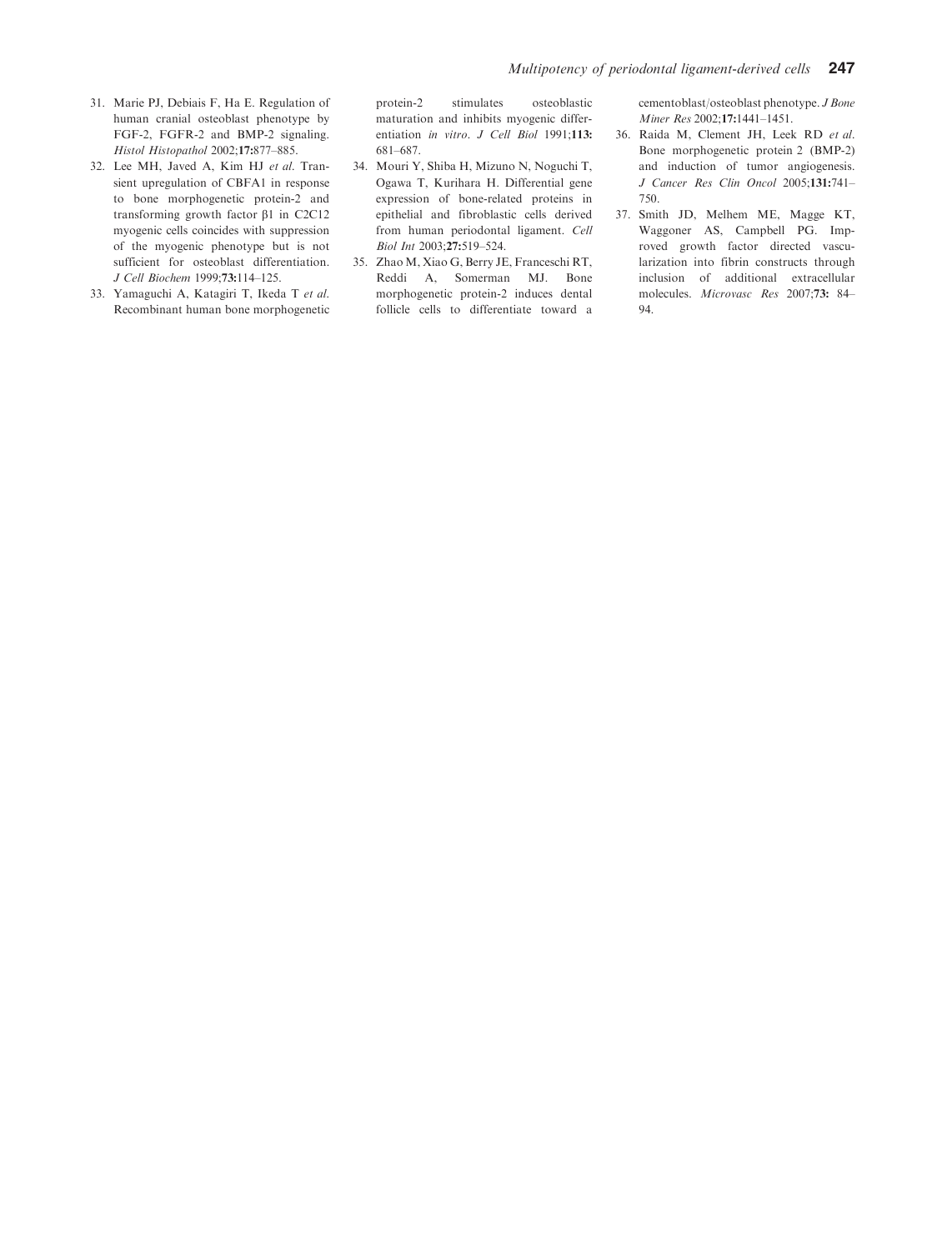31. Marie PJ, Debiais F, Ha E. Regulation of human cranial osteoblast phenotype by FGF-2, FGFR-2 and BMP-2 signaling. *Histol Histopathol* 2002;**17:**877–885.
32. Lee MH, Javed A, Kim HJ *et al.* Transient upregulation of CBFA1 in response to bone morphogenetic protein-2 and transforming growth factor β1 in C2C12 myogenic cells coincides with suppression of the myogenic phenotype but is not sufficient for osteoblast differentiation. *J Cell Biochem* 1999;**73:**114–125.
33. Yamaguchi A, Katagiri T, Ikeda T *et al.* Recombinant human bone morphogenetic protein-2 stimulates osteoblastic maturation and inhibits myogenic differentiation *in vitro*. *J Cell Biol* 1991;**113:** 681–687.
34. Mouri Y, Shiba H, Mizuno N, Noguchi T, Ogawa T, Kurihara H. Differential gene expression of bone-related proteins in epithelial and fibroblastic cells derived from human periodontal ligament. *Cell Biol Int* 2003;**27:**519–524.
35. Zhao M, Xiao G, Berry JE, Franceschi RT, Reddi A, Somerman MJ. Bone morphogenetic protein-2 induces dental follicle cells to differentiate toward a cementoblast/osteoblast phenotype. *J Bone Miner Res* 2002;**17:**1441–1451.
36. Raida M, Clement JH, Leek RD *et al.* Bone morphogenetic protein 2 (BMP-2) and induction of tumor angiogenesis. *J Cancer Res Clin Oncol* 2005;**131:**741–750.
37. Smith JD, Melhem ME, Magge KT, Waggoner AS, Campbell PG. Improved growth factor directed vascularization into fibrin constructs through inclusion of additional extracellular molecules. *Microvasc Res* 2007;**73:** 84–94.